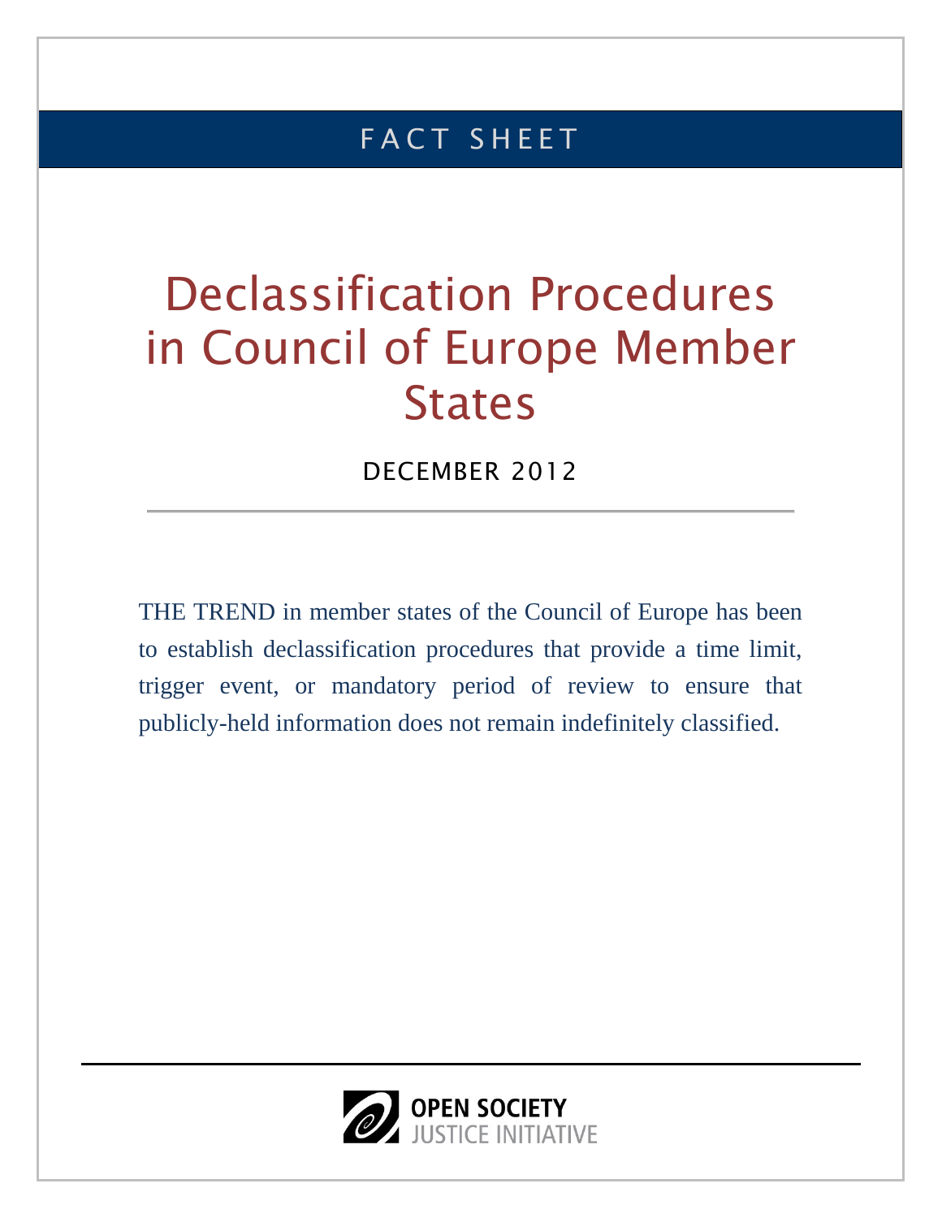FACT SHEET

# Declassification Procedures in Council of Europe Member States

DECEMBER 2012

---

THE TREND in member states of the Council of Europe has been to establish declassification procedures that provide a time limit, trigger event, or mandatory period of review to ensure that publicly-held information does not remain indefinitely classified.

OPEN SOCIETY
JUSTICE INITIATIVE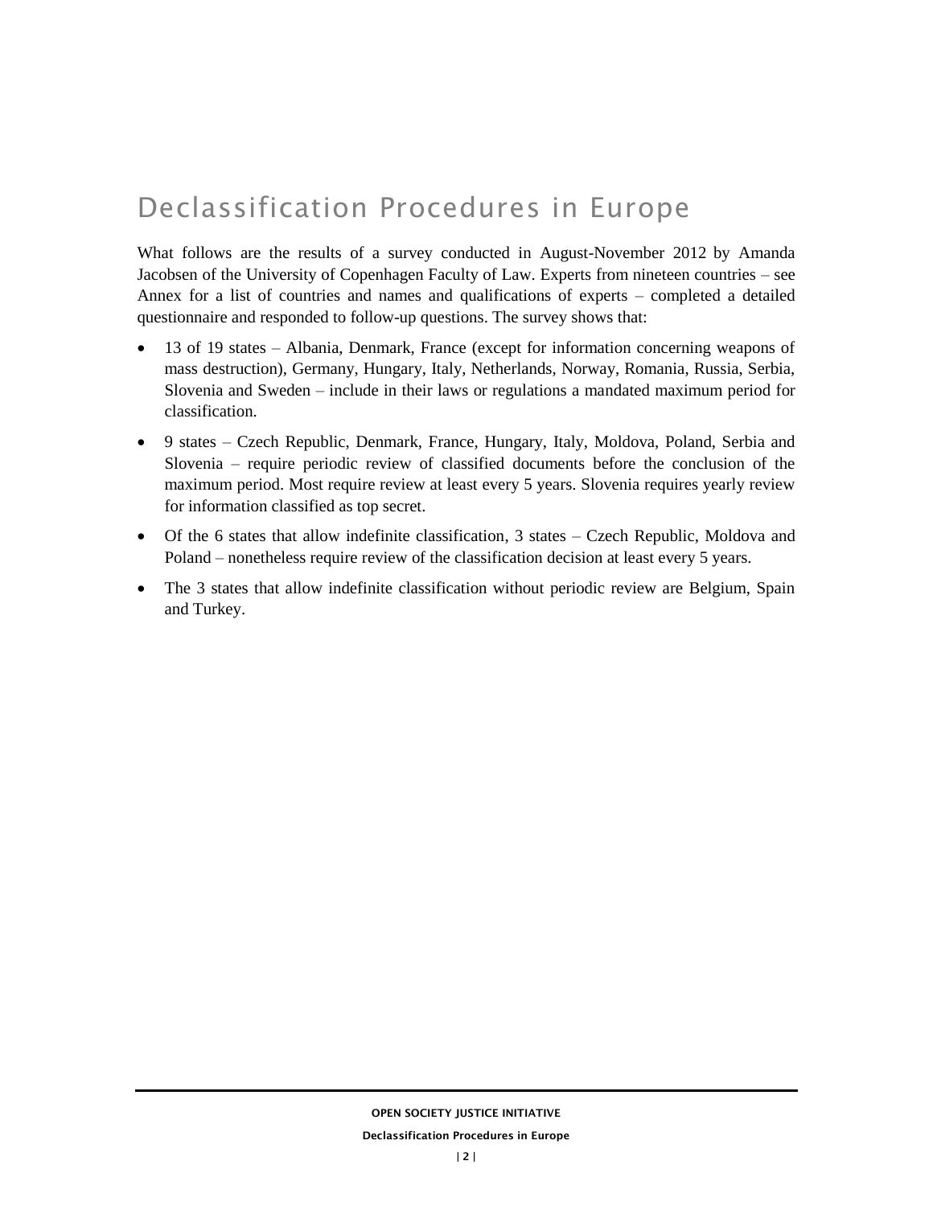# Declassification Procedures in Europe

What follows are the results of a survey conducted in August-November 2012 by Amanda Jacobsen of the University of Copenhagen Faculty of Law. Experts from nineteen countries – see Annex for a list of countries and names and qualifications of experts – completed a detailed questionnaire and responded to follow-up questions. The survey shows that:

- 13 of 19 states – Albania, Denmark, France (except for information concerning weapons of mass destruction), Germany, Hungary, Italy, Netherlands, Norway, Romania, Russia, Serbia, Slovenia and Sweden – include in their laws or regulations a mandated maximum period for classification.
- 9 states – Czech Republic, Denmark, France, Hungary, Italy, Moldova, Poland, Serbia and Slovenia – require periodic review of classified documents before the conclusion of the maximum period. Most require review at least every 5 years. Slovenia requires yearly review for information classified as top secret.
- Of the 6 states that allow indefinite classification, 3 states – Czech Republic, Moldova and Poland – nonetheless require review of the classification decision at least every 5 years.
- The 3 states that allow indefinite classification without periodic review are Belgium, Spain and Turkey.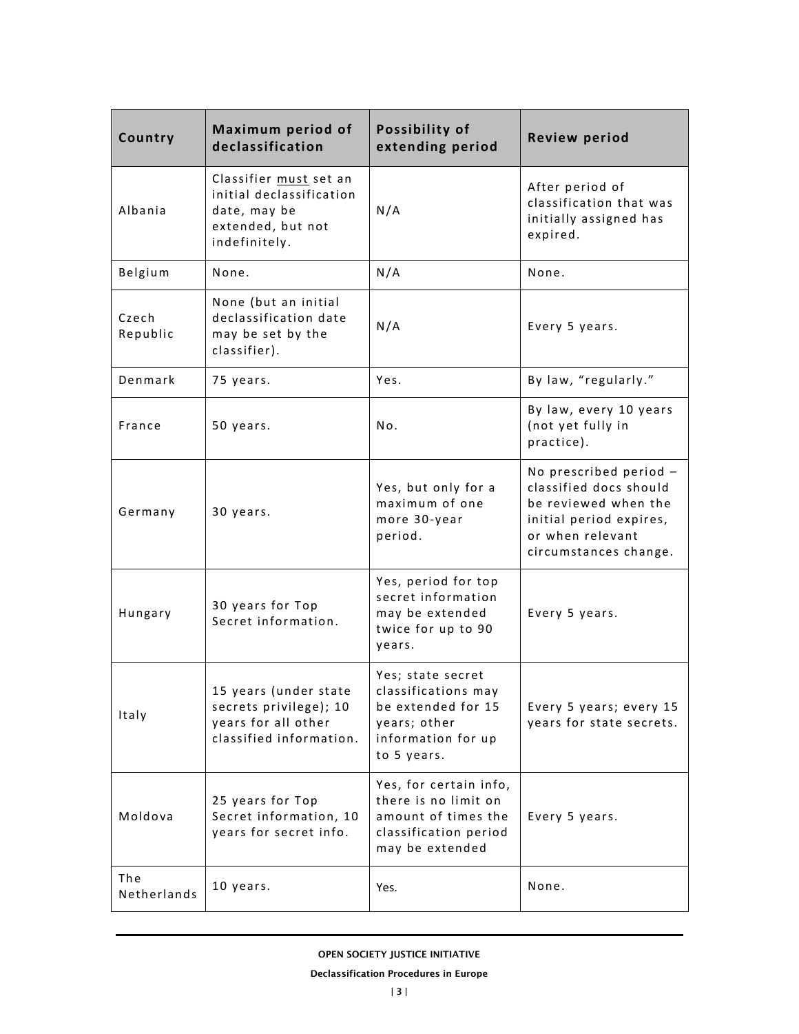| Country | Maximum period of declassification | Possibility of extending period | Review period |
| --- | --- | --- | --- |
| Albania | Classifier must set an initial declassification date, may be extended, but not indefinitely. | N/A | After period of classification that was initially assigned has expired. |
| Belgium | None. | N/A | None. |
| Czech Republic | None (but an initial declassification date may be set by the classifier). | N/A | Every 5 years. |
| Denmark | 75 years. | Yes. | By law, "regularly." |
| France | 50 years. | No. | By law, every 10 years (not yet fully in practice). |
| Germany | 30 years. | Yes, but only for a maximum of one more 30-year period. | No prescribed period – classified docs should be reviewed when the initial period expires, or when relevant circumstances change. |
| Hungary | 30 years for Top Secret information. | Yes, period for top secret information may be extended twice for up to 90 years. | Every 5 years. |
| Italy | 15 years (under state secrets privilege); 10 years for all other classified information. | Yes; state secret classifications may be extended for 15 years; other information for up to 5 years. | Every 5 years; every 15 years for state secrets. |
| Moldova | 25 years for Top Secret information, 10 years for secret info. | Yes, for certain info, there is no limit on amount of times the classification period may be extended | Every 5 years. |
| The Netherlands | 10 years. | Yes. | None. |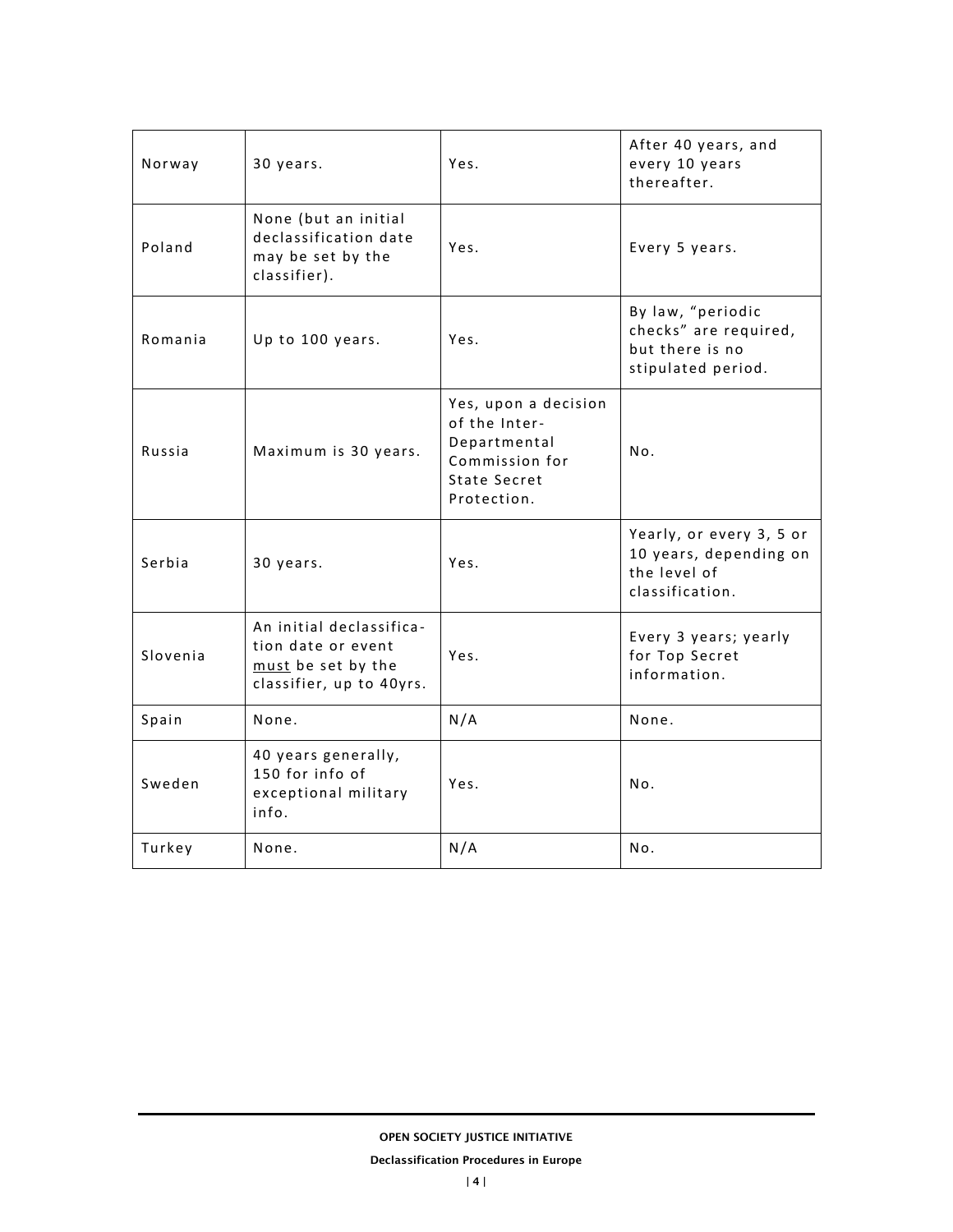| | | | |
|---|---|---|---|
| Norway | 30 years. | Yes. | After 40 years, and every 10 years thereafter. |
| Poland | None (but an initial declassification date may be set by the classifier). | Yes. | Every 5 years. |
| Romania | Up to 100 years. | Yes. | By law, "periodic checks" are required, but there is no stipulated period. |
| Russia | Maximum is 30 years. | Yes, upon a decision of the Inter-Departmental Commission for State Secret Protection. | No. |
| Serbia | 30 years. | Yes. | Yearly, or every 3, 5 or 10 years, depending on the level of classification. |
| Slovenia | An initial declassification date or event <u>must</u> be set by the classifier, up to 40yrs. | Yes. | Every 3 years; yearly for Top Secret information. |
| Spain | None. | N/A | None. |
| Sweden | 40 years generally, 150 for info of exceptional military info. | Yes. | No. |
| Turkey | None. | N/A | No. |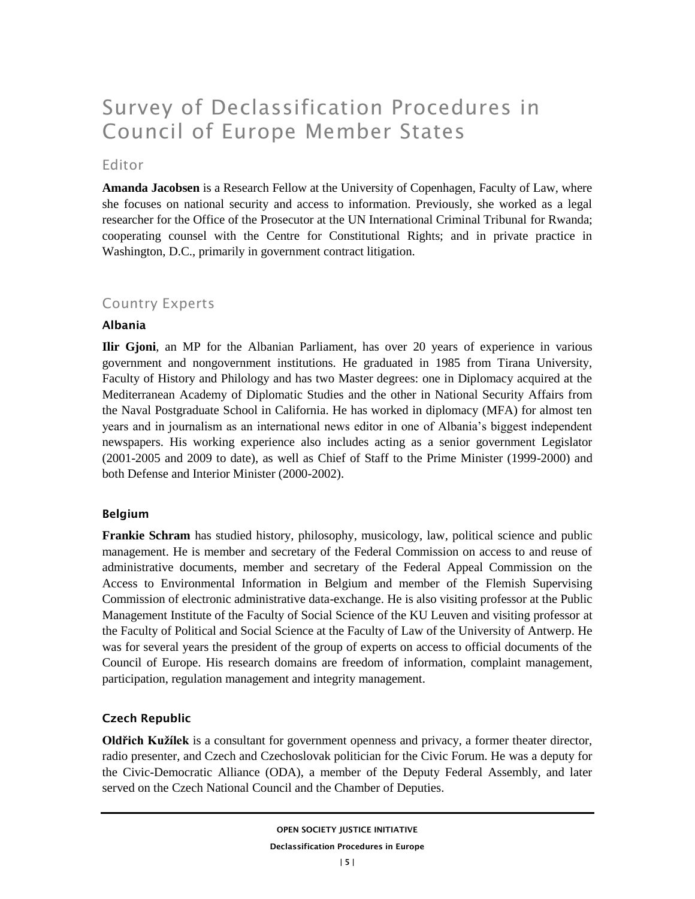# Survey of Declassification Procedures in Council of Europe Member States

## Editor

**Amanda Jacobsen** is a Research Fellow at the University of Copenhagen, Faculty of Law, where she focuses on national security and access to information. Previously, she worked as a legal researcher for the Office of the Prosecutor at the UN International Criminal Tribunal for Rwanda; cooperating counsel with the Centre for Constitutional Rights; and in private practice in Washington, D.C., primarily in government contract litigation.

## Country Experts

### Albania

**Ilir Gjoni**, an MP for the Albanian Parliament, has over 20 years of experience in various government and nongovernment institutions. He graduated in 1985 from Tirana University, Faculty of History and Philology and has two Master degrees: one in Diplomacy acquired at the Mediterranean Academy of Diplomatic Studies and the other in National Security Affairs from the Naval Postgraduate School in California. He has worked in diplomacy (MFA) for almost ten years and in journalism as an international news editor in one of Albania's biggest independent newspapers. His working experience also includes acting as a senior government Legislator (2001-2005 and 2009 to date), as well as Chief of Staff to the Prime Minister (1999-2000) and both Defense and Interior Minister (2000-2002).

### Belgium

**Frankie Schram** has studied history, philosophy, musicology, law, political science and public management. He is member and secretary of the Federal Commission on access to and reuse of administrative documents, member and secretary of the Federal Appeal Commission on the Access to Environmental Information in Belgium and member of the Flemish Supervising Commission of electronic administrative data-exchange. He is also visiting professor at the Public Management Institute of the Faculty of Social Science of the KU Leuven and visiting professor at the Faculty of Political and Social Science at the Faculty of Law of the University of Antwerp. He was for several years the president of the group of experts on access to official documents of the Council of Europe. His research domains are freedom of information, complaint management, participation, regulation management and integrity management.

### Czech Republic

**Oldřich Kužílek** is a consultant for government openness and privacy, a former theater director, radio presenter, and Czech and Czechoslovak politician for the Civic Forum. He was a deputy for the Civic-Democratic Alliance (ODA), a member of the Deputy Federal Assembly, and later served on the Czech National Council and the Chamber of Deputies.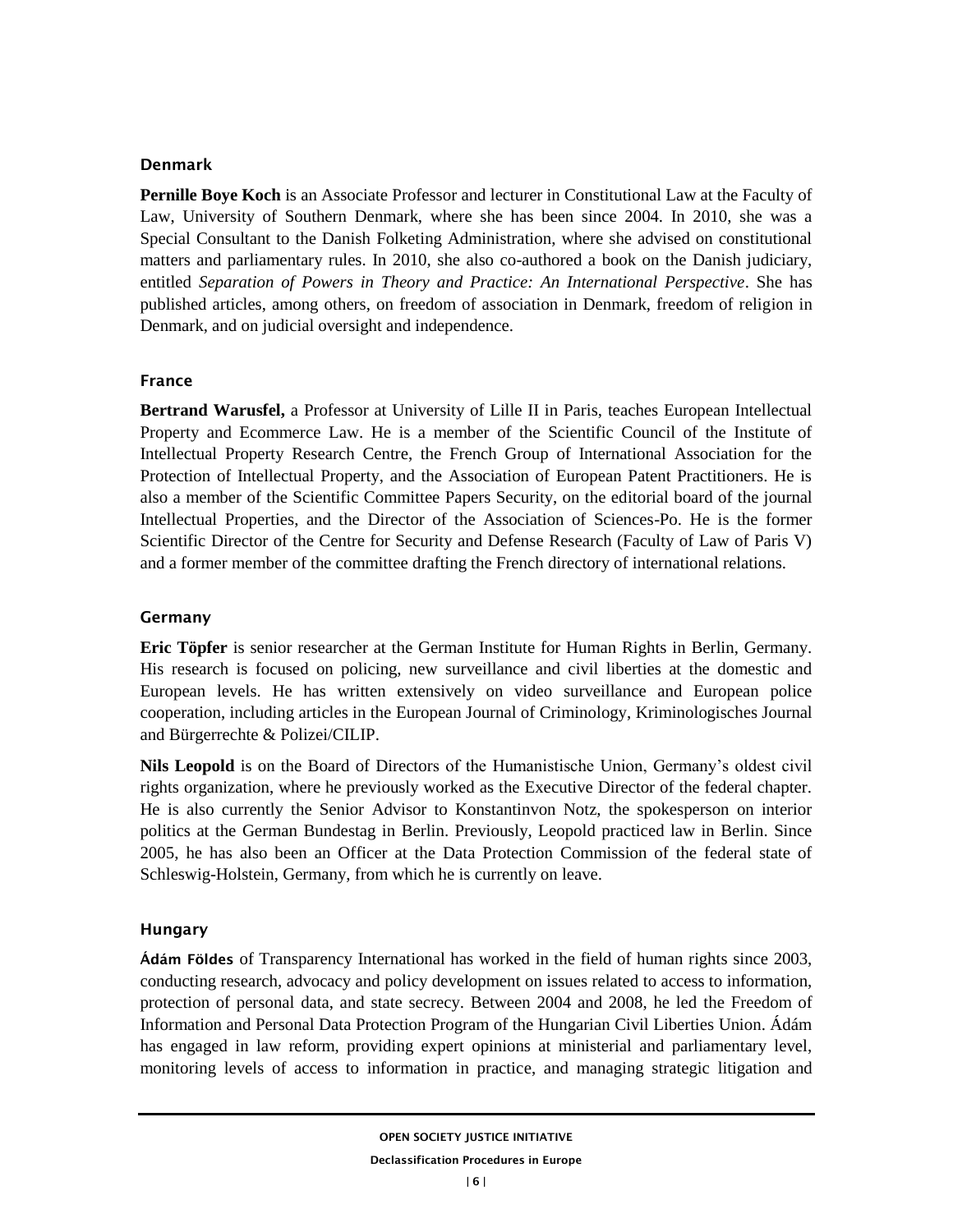### Denmark

**Pernille Boye Koch** is an Associate Professor and lecturer in Constitutional Law at the Faculty of Law, University of Southern Denmark, where she has been since 2004. In 2010, she was a Special Consultant to the Danish Folketing Administration, where she advised on constitutional matters and parliamentary rules. In 2010, she also co-authored a book on the Danish judiciary, entitled *Separation of Powers in Theory and Practice: An International Perspective*. She has published articles, among others, on freedom of association in Denmark, freedom of religion in Denmark, and on judicial oversight and independence.

### France

**Bertrand Warusfel,** a Professor at University of Lille II in Paris, teaches European Intellectual Property and Ecommerce Law. He is a member of the Scientific Council of the Institute of Intellectual Property Research Centre, the French Group of International Association for the Protection of Intellectual Property, and the Association of European Patent Practitioners. He is also a member of the Scientific Committee Papers Security, on the editorial board of the journal Intellectual Properties, and the Director of the Association of Sciences-Po. He is the former Scientific Director of the Centre for Security and Defense Research (Faculty of Law of Paris V) and a former member of the committee drafting the French directory of international relations.

### Germany

**Eric Töpfer** is senior researcher at the German Institute for Human Rights in Berlin, Germany. His research is focused on policing, new surveillance and civil liberties at the domestic and European levels. He has written extensively on video surveillance and European police cooperation, including articles in the European Journal of Criminology, Kriminologisches Journal and Bürgerrechte & Polizei/CILIP.

**Nils Leopold** is on the Board of Directors of the Humanistische Union, Germany's oldest civil rights organization, where he previously worked as the Executive Director of the federal chapter. He is also currently the Senior Advisor to Konstantinvon Notz, the spokesperson on interior politics at the German Bundestag in Berlin. Previously, Leopold practiced law in Berlin. Since 2005, he has also been an Officer at the Data Protection Commission of the federal state of Schleswig-Holstein, Germany, from which he is currently on leave.

### Hungary

**Ádám Földes** of Transparency International has worked in the field of human rights since 2003, conducting research, advocacy and policy development on issues related to access to information, protection of personal data, and state secrecy. Between 2004 and 2008, he led the Freedom of Information and Personal Data Protection Program of the Hungarian Civil Liberties Union. Ádám has engaged in law reform, providing expert opinions at ministerial and parliamentary level, monitoring levels of access to information in practice, and managing strategic litigation and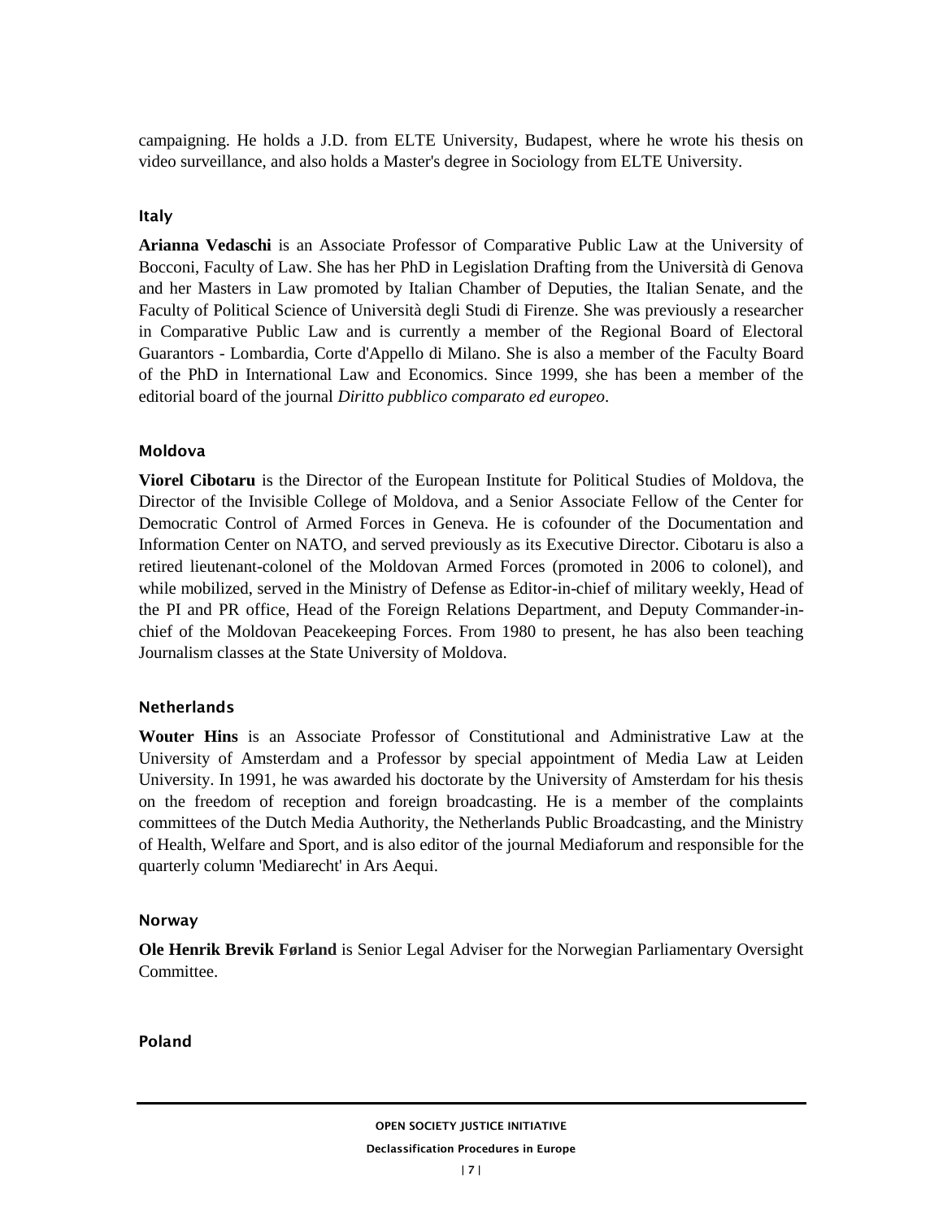campaigning. He holds a J.D. from ELTE University, Budapest, where he wrote his thesis on video surveillance, and also holds a Master's degree in Sociology from ELTE University.

### Italy

**Arianna Vedaschi** is an Associate Professor of Comparative Public Law at the University of Bocconi, Faculty of Law. She has her PhD in Legislation Drafting from the Università di Genova and her Masters in Law promoted by Italian Chamber of Deputies, the Italian Senate, and the Faculty of Political Science of Università degli Studi di Firenze. She was previously a researcher in Comparative Public Law and is currently a member of the Regional Board of Electoral Guarantors - Lombardia, Corte d'Appello di Milano. She is also a member of the Faculty Board of the PhD in International Law and Economics. Since 1999, she has been a member of the editorial board of the journal *Diritto pubblico comparato ed europeo*.

### Moldova

**Viorel Cibotaru** is the Director of the European Institute for Political Studies of Moldova, the Director of the Invisible College of Moldova, and a Senior Associate Fellow of the Center for Democratic Control of Armed Forces in Geneva. He is cofounder of the Documentation and Information Center on NATO, and served previously as its Executive Director. Cibotaru is also a retired lieutenant-colonel of the Moldovan Armed Forces (promoted in 2006 to colonel), and while mobilized, served in the Ministry of Defense as Editor-in-chief of military weekly, Head of the PI and PR office, Head of the Foreign Relations Department, and Deputy Commander-in-chief of the Moldovan Peacekeeping Forces. From 1980 to present, he has also been teaching Journalism classes at the State University of Moldova.

### Netherlands

**Wouter Hins** is an Associate Professor of Constitutional and Administrative Law at the University of Amsterdam and a Professor by special appointment of Media Law at Leiden University. In 1991, he was awarded his doctorate by the University of Amsterdam for his thesis on the freedom of reception and foreign broadcasting. He is a member of the complaints committees of the Dutch Media Authority, the Netherlands Public Broadcasting, and the Ministry of Health, Welfare and Sport, and is also editor of the journal Mediaforum and responsible for the quarterly column 'Mediarecht' in Ars Aequi.

### Norway

**Ole Henrik Brevik Førland** is Senior Legal Adviser for the Norwegian Parliamentary Oversight Committee.

### Poland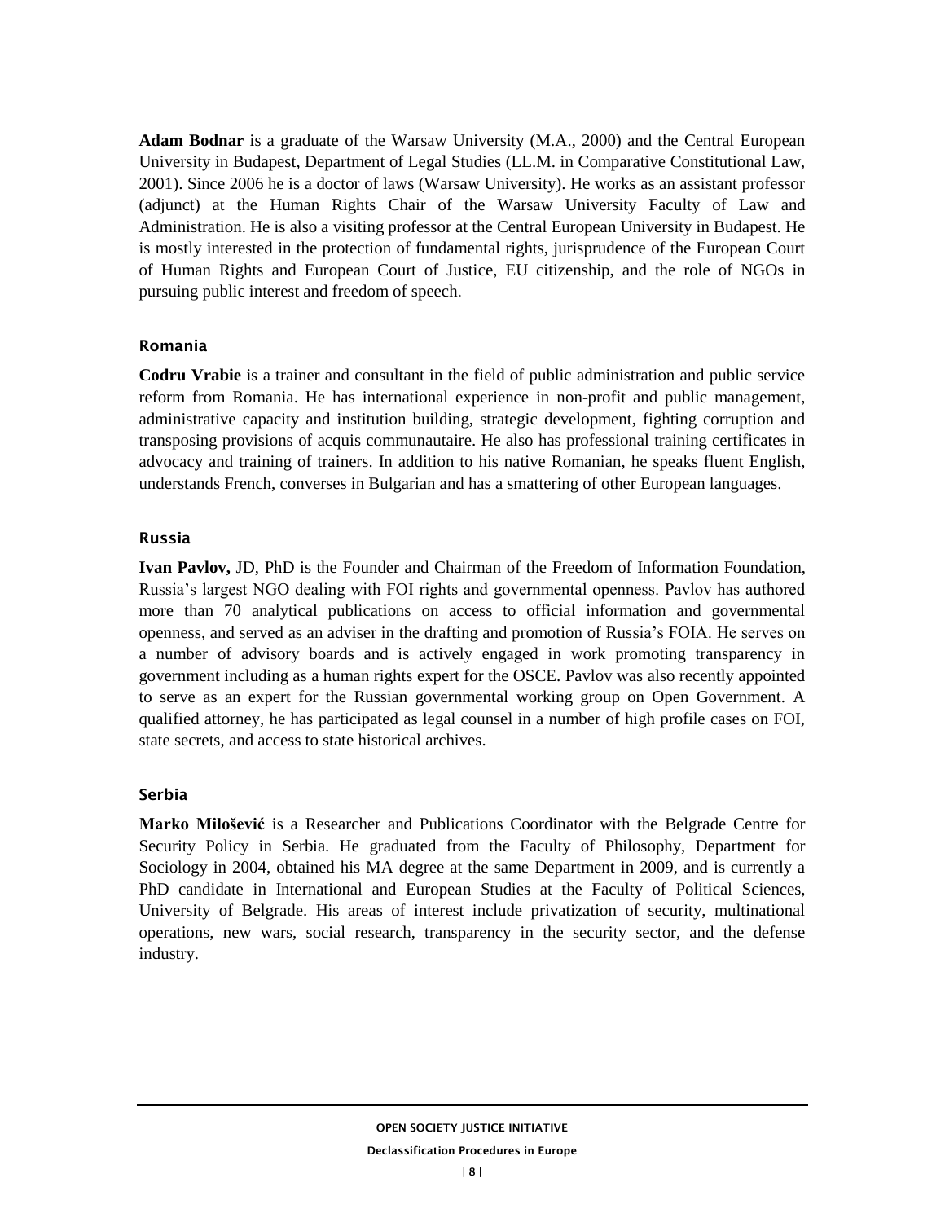**Adam Bodnar** is a graduate of the Warsaw University (M.A., 2000) and the Central European University in Budapest, Department of Legal Studies (LL.M. in Comparative Constitutional Law, 2001). Since 2006 he is a doctor of laws (Warsaw University). He works as an assistant professor (adjunct) at the Human Rights Chair of the Warsaw University Faculty of Law and Administration. He is also a visiting professor at the Central European University in Budapest. He is mostly interested in the protection of fundamental rights, jurisprudence of the European Court of Human Rights and European Court of Justice, EU citizenship, and the role of NGOs in pursuing public interest and freedom of speech.

### Romania

**Codru Vrabie** is a trainer and consultant in the field of public administration and public service reform from Romania. He has international experience in non-profit and public management, administrative capacity and institution building, strategic development, fighting corruption and transposing provisions of acquis communautaire. He also has professional training certificates in advocacy and training of trainers. In addition to his native Romanian, he speaks fluent English, understands French, converses in Bulgarian and has a smattering of other European languages.

### Russia

**Ivan Pavlov,** JD, PhD is the Founder and Chairman of the Freedom of Information Foundation, Russia's largest NGO dealing with FOI rights and governmental openness. Pavlov has authored more than 70 analytical publications on access to official information and governmental openness, and served as an adviser in the drafting and promotion of Russia's FOIA. He serves on a number of advisory boards and is actively engaged in work promoting transparency in government including as a human rights expert for the OSCE. Pavlov was also recently appointed to serve as an expert for the Russian governmental working group on Open Government. A qualified attorney, he has participated as legal counsel in a number of high profile cases on FOI, state secrets, and access to state historical archives.

### Serbia

**Marko Milošević** is a Researcher and Publications Coordinator with the Belgrade Centre for Security Policy in Serbia. He graduated from the Faculty of Philosophy, Department for Sociology in 2004, obtained his MA degree at the same Department in 2009, and is currently a PhD candidate in International and European Studies at the Faculty of Political Sciences, University of Belgrade. His areas of interest include privatization of security, multinational operations, new wars, social research, transparency in the security sector, and the defense industry.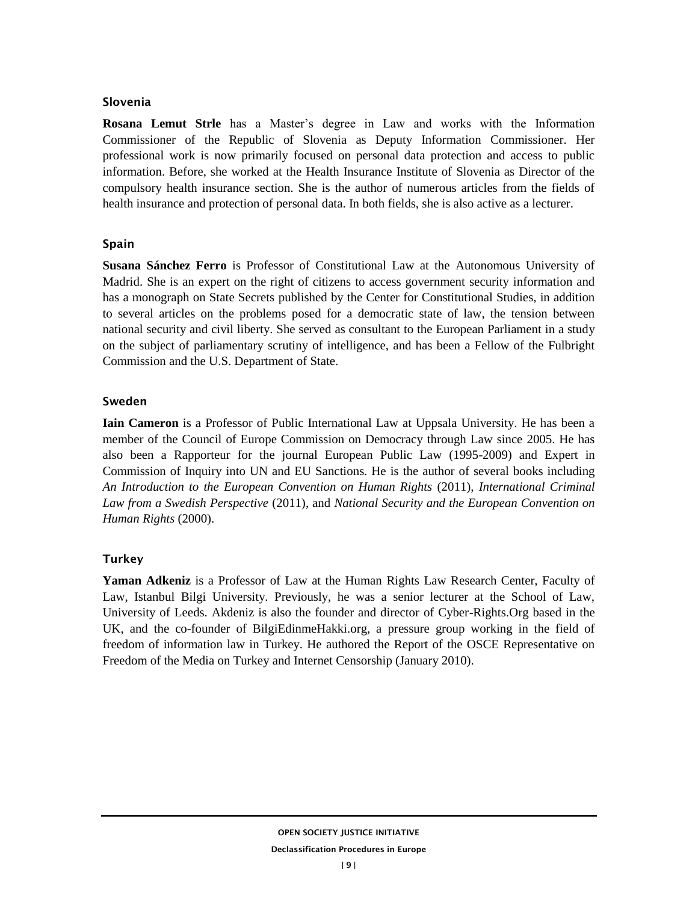### Slovenia

**Rosana Lemut Strle** has a Master's degree in Law and works with the Information Commissioner of the Republic of Slovenia as Deputy Information Commissioner. Her professional work is now primarily focused on personal data protection and access to public information. Before, she worked at the Health Insurance Institute of Slovenia as Director of the compulsory health insurance section. She is the author of numerous articles from the fields of health insurance and protection of personal data. In both fields, she is also active as a lecturer.

### Spain

**Susana Sánchez Ferro** is Professor of Constitutional Law at the Autonomous University of Madrid. She is an expert on the right of citizens to access government security information and has a monograph on State Secrets published by the Center for Constitutional Studies, in addition to several articles on the problems posed for a democratic state of law, the tension between national security and civil liberty. She served as consultant to the European Parliament in a study on the subject of parliamentary scrutiny of intelligence, and has been a Fellow of the Fulbright Commission and the U.S. Department of State.

### Sweden

**Iain Cameron** is a Professor of Public International Law at Uppsala University. He has been a member of the Council of Europe Commission on Democracy through Law since 2005. He has also been a Rapporteur for the journal European Public Law (1995-2009) and Expert in Commission of Inquiry into UN and EU Sanctions. He is the author of several books including *An Introduction to the European Convention on Human Rights* (2011), *International Criminal Law from a Swedish Perspective* (2011), and *National Security and the European Convention on Human Rights* (2000).

### Turkey

**Yaman Adkeniz** is a Professor of Law at the Human Rights Law Research Center, Faculty of Law, Istanbul Bilgi University. Previously, he was a senior lecturer at the School of Law, University of Leeds. Akdeniz is also the founder and director of Cyber-Rights.Org based in the UK, and the co-founder of BilgiEdinmeHakki.org, a pressure group working in the field of freedom of information law in Turkey. He authored the Report of the OSCE Representative on Freedom of the Media on Turkey and Internet Censorship (January 2010).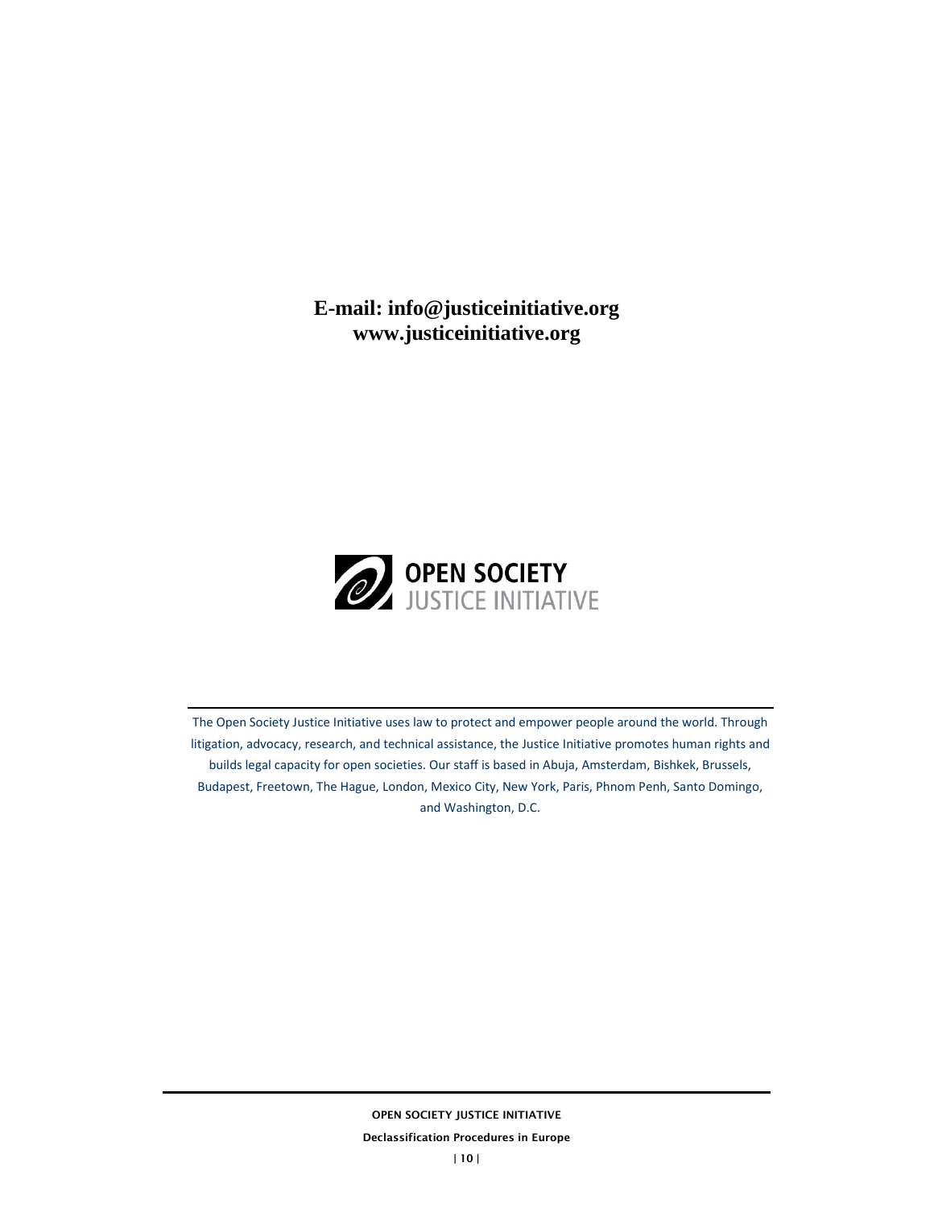**E-mail: info@justiceinitiative.org**
**www.justiceinitiative.org**

OPEN SOCIETY
JUSTICE INITIATIVE

The Open Society Justice Initiative uses law to protect and empower people around the world. Through litigation, advocacy, research, and technical assistance, the Justice Initiative promotes human rights and builds legal capacity for open societies. Our staff is based in Abuja, Amsterdam, Bishkek, Brussels, Budapest, Freetown, The Hague, London, Mexico City, New York, Paris, Phnom Penh, Santo Domingo, and Washington, D.C.